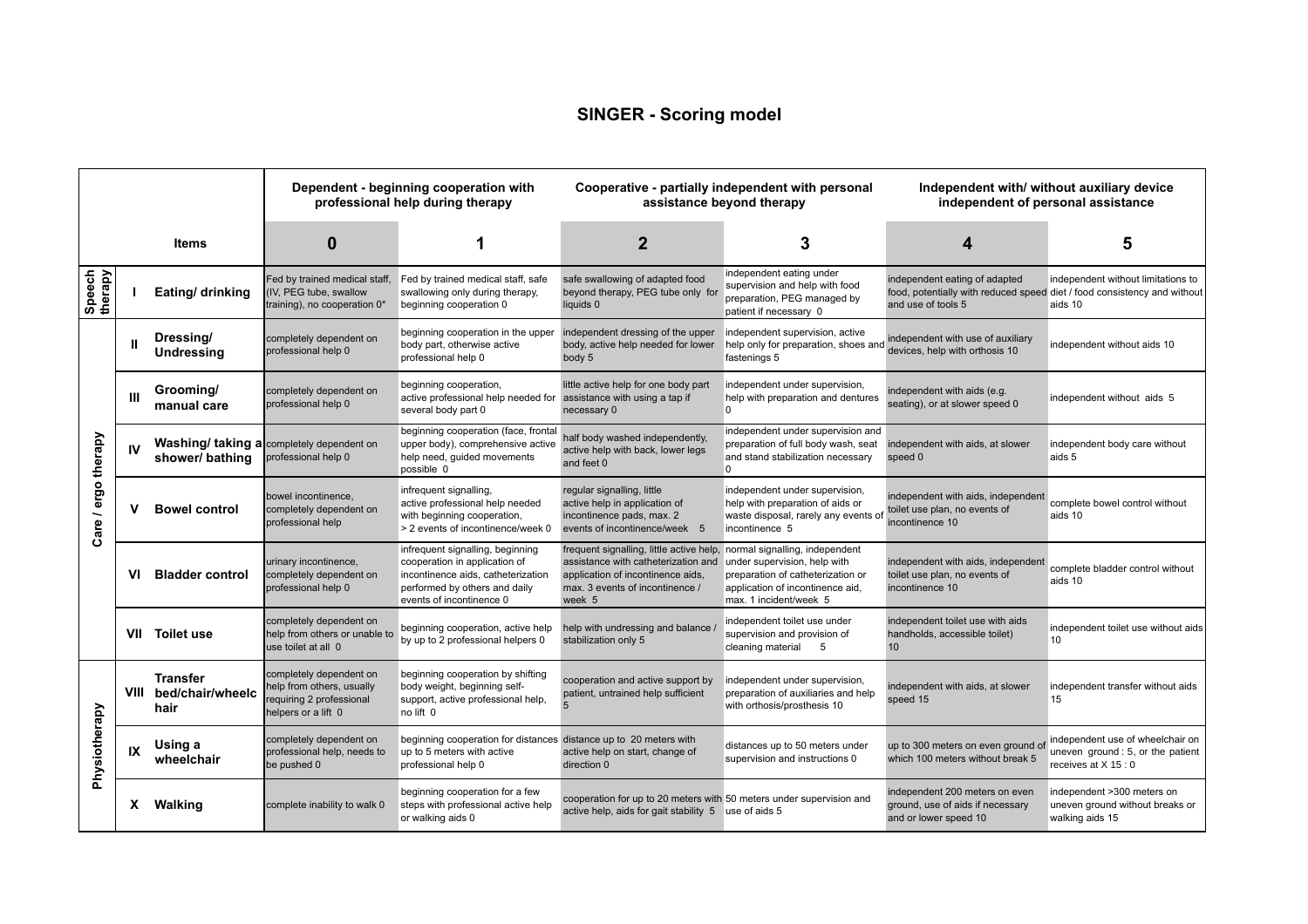# SINGER - Scoring model

| | | | Dependent - beginning cooperation with professional help during therapy | | Cooperative - partially independent with personal assistance beyond therapy | | Independent with/ without auxiliary device independent of personal assistance | |
|---|---|---|---|---|---|---|---|---|
| | | **Items** | **0** | **1** | **2** | **3** | **4** | **5** |
| **Speech therapy** | **I** | **Eating/ drinking** | Fed by trained medical staff, (IV, PEG tube, swallow training), no cooperation 0* | Fed by trained medical staff, safe swallowing only during therapy, beginning cooperation 0 | safe swallowing of adapted food beyond therapy, PEG tube only for liquids 0 | independent eating under supervision and help with food preparation, PEG managed by patient if necessary 0 | independent eating of adapted food, potentially with reduced speed and use of tools 5 | independent without limitations to diet / food consistency and without aids 10 |
| **Care / ergo therapy** | **II** | **Dressing/ Undressing** | completely dependent on professional help 0 | beginning cooperation in the upper body part, otherwise active professional help 0 | independent dressing of the upper body, active help needed for lower body 5 | independent supervision, active help only for preparation, shoes and fastenings 5 | independent with use of auxiliary devices, help with orthosis 10 | independent without aids 10 |
| | **III** | **Grooming/ manual care** | completely dependent on professional help 0 | beginning cooperation, active professional help needed for several body part 0 | little active help for one body part assistance with using a tap if necessary 0 | independent under supervision, help with preparation and dentures 0 | independent with aids (e.g. seating), or at slower speed 0 | independent without aids 5 |
| | **IV** | **Washing/ taking a shower/ bathing** | completely dependent on professional help 0 | beginning cooperation (face, frontal upper body), comprehensive active help need, guided movements possible 0 | half body washed independently, active help with back, lower legs and feet 0 | independent under supervision and preparation of full body wash, seat and stand stabilization necessary 0 | independent with aids, at slower speed 0 | independent body care without aids 5 |
| | **V** | **Bowel control** | bowel incontinence, completely dependent on professional help | infrequent signalling, active professional help needed with beginning cooperation, > 2 events of incontinence/week 0 | regular signalling, little active help in application of incontinence pads, max. 2 events of incontinence/week 5 | independent under supervision, help with preparation of aids or waste disposal, rarely any events of incontinence 5 | independent with aids, independent toilet use plan, no events of incontinence 10 | complete bowel control without aids 10 |
| | **VI** | **Bladder control** | urinary incontinence, completely dependent on professional help 0 | infrequent signalling, beginning cooperation in application of incontinence aids, catheterization performed by others and daily events of incontinence 0 | frequent signalling, little active help, assistance with catheterization and application of incontinence aids, max. 3 events of incontinence / week 5 | normal signalling, independent under supervision, help with preparation of catheterization or application of incontinence aid, max. 1 incident/week 5 | independent with aids, independent toilet use plan, no events of incontinence 10 | complete bladder control without aids 10 |
| | **VII** | **Toilet use** | completely dependent on help from others or unable to use toilet at all 0 | beginning cooperation, active help by up to 2 professional helpers 0 | help with undressing and balance / stabilization only 5 | independent toilet use under supervision and provision of cleaning material 5 | independent toilet use with aids handholds, accessible toilet) 10 | independent toilet use without aids 10 |
| **Physiotherapy** | **VIII** | **Transfer bed/chair/wheelchair** | completely dependent on help from others, usually requiring 2 professional helpers or a lift 0 | beginning cooperation by shifting body weight, beginning self-support, active professional help, no lift 0 | cooperation and active support by patient, untrained help sufficient 5 | independent under supervision, preparation of auxiliaries and help with orthosis/prosthesis 10 | independent with aids, at slower speed 15 | independent transfer without aids 15 |
| | **IX** | **Using a wheelchair** | completely dependent on professional help, needs to be pushed 0 | beginning cooperation for distances up to 5 meters with active professional help 0 | distance up to 20 meters with active help on start, change of direction 0 | distances up to 50 meters under supervision and instructions 0 | up to 300 meters on even ground of which 100 meters without break 5 | independent use of wheelchair on uneven ground : 5, or the patient receives at X 15 : 0 |
| | **X** | **Walking** | complete inability to walk 0 | beginning cooperation for a few steps with professional active help or walking aids 0 | cooperation for up to 20 meters with active help, aids for gait stability 5 | 50 meters under supervision and use of aids 5 | independent 200 meters on even ground, use of aids if necessary and or lower speed 10 | independent >300 meters on uneven ground without breaks or walking aids 15 |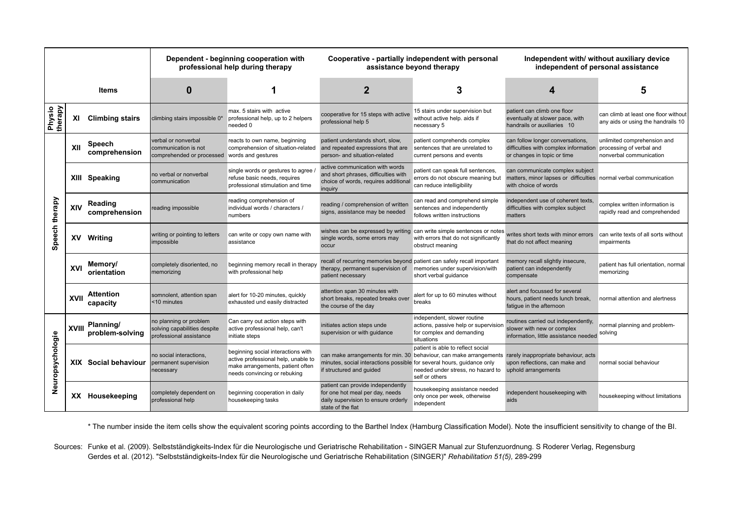| | | Items | Dependent - beginning cooperation with professional help during therapy | | Cooperative - partially independent with personal assistance beyond therapy | | Independent with/ without auxiliary device independent of personal assistance | |
|---|---|---|---|---|---|---|---|---|
| | | | **0** | **1** | **2** | **3** | **4** | **5** |
| Physio therapy | XI | **Climbing stairs** | climbing stairs impossible 0* | max. 5 stairs with active professional help, up to 2 helpers needed 0 | cooperative for 15 steps with active professional help 5 | 15 stairs under supervision but without active help. aids if necessary 5 | patient can climb one floor eventually at slower pace, with handrails or auxiliaries 10 | can climb at least one floor without any aids or using the handrails 10 |
| Speech therapy | XII | **Speech comprehension** | verbal or nonverbal communication is not comprehended or processed | reacts to own name, beginning comprehension of situation-related words and gestures | patient understands short, slow, and repeated expressions that are person- and situation-related | patient comprehends complex sentences that are unrelated to current persons and events | can follow longer conversations, difficulties with complex information or changes in topic or time | unlimited comprehension and processing of verbal and nonverbal communication |
| | XIII | **Speaking** | no verbal or nonverbal communication | single words or gestures to agree / refuse basic needs, requires professional stimulation and time | active communication with words and short phrases, difficulties with choice of words, requires additional inquiry | patient can speak full sentences, errors do not obscure meaning but can reduce intelligibility | can communicate complex subject matters, minor lapses or difficulties with choice of words | normal verbal communication |
| | XIV | **Reading comprehension** | reading impossible | reading comprehension of individual words / characters / numbers | reading / comprehension of written signs, assistance may be needed | can read and comprehend simple sentences and independently follows written instructions | independent use of coherent texts, difficulties with complex subject matters | complex written information is rapidly read and comprehended |
| | XV | **Writing** | writing or pointing to letters impossible | can write or copy own name with assistance | wishes can be expressed by writing single words, some errors may occur | can write simple sentences or notes with errors that do not significantly obstruct meaning | writes short texts with minor errors that do not affect meaning | can write texts of all sorts without impairments |
| | XVI | **Memory/ orientation** | completely disoriented, no memorizing | beginning memory recall in therapy with professional help | recall of recurring memories beyond therapy, permanent supervision of patient necessary | patient can safely recall important memories under supervision/with short verbal guidance | memory recall slightly insecure, patient can independently compensate | patient has full orientation, normal memorizing |
| | XVII | **Attention capacity** | somnolent, attention span <10 minutes | alert for 10-20 minutes, quickly exhausted und easily distracted | attention span 30 minutes with short breaks, repeated breaks over the course of the day | alert for up to 60 minutes without breaks | alert and focussed for several hours, patient needs lunch break, fatigue in the afternoon | normal attention and alertness |
| Neuropsychologie | XVIII | **Planning/ problem-solving** | no planning or problem solving capabilities despite professional assistance | Can carry out action steps with active professional help, can't initiate steps | initiates action steps unde supervision or with guidance | independent, slower routine actions, passive help or supervision for complex and demanding situations | routines carried out independently, slower with new or complex information, little assistance needed | normal planning and problem-solving |
| | XIX | **Social behaviour** | no social interactions, permanent supervision necessary | beginning social interactions with active professional help, unable to make arrangements, patient often needs convincing or rebuking | can make arrangements for min. 30 minutes, social interactions possible if structured and guided | patient is able to reflect social behaviour, can make arrangements for several hours, guidance only needed under stress, no hazard to self or others | rarely inappropriate behaviour, acts upon reflections, can make and uphold arrangements | normal social behaviour |
| | XX | **Housekeeping** | completely dependent on professional help | beginning cooperation in daily housekeeping tasks | patient can provide independently for one hot meal per day, needs daily supervision to ensure orderly state of the flat | housekeeping assistance needed only once per week, otherwise independent | independent housekeeping with aids | housekeeping without limitations |

\* The number inside the item cells show the equivalent scoring points according to the Barthel Index (Hamburg Classification Model). Note the insufficient sensitivity to change of the BI.

Sources: Funke et al. (2009). Selbstständigkeits-Index für die Neurologische und Geriatrische Rehabilitation - SINGER Manual zur Stufenzuordnung. S Roderer Verlag, Regensburg
Gerdes et al. (2012). "Selbstständigkeits-Index für die Neurologische und Geriatrische Rehabilitation (SINGER)" *Rehabilitation 51(5),* 289-299